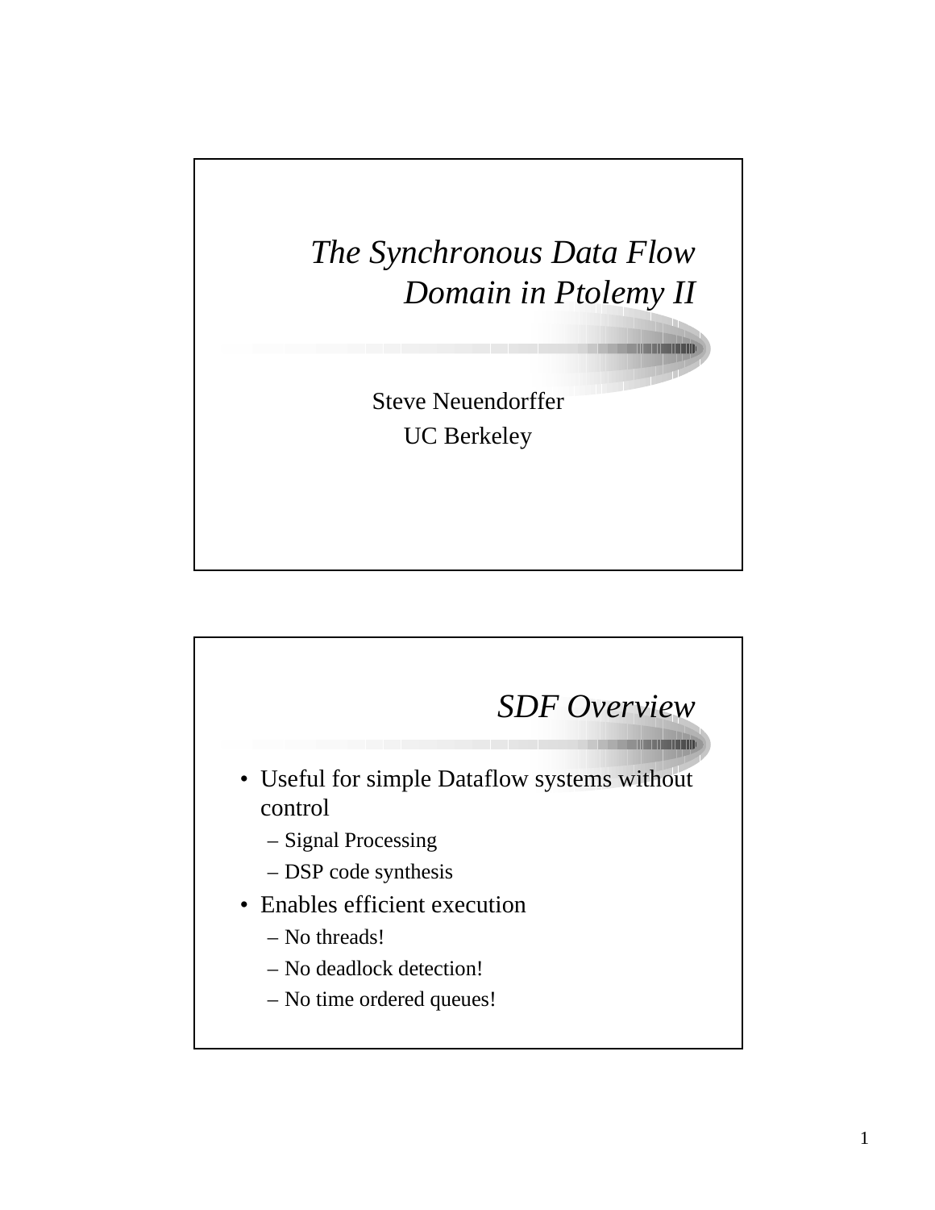# The Synchronous Data Flow Domain in Ptolemy II

Steve Neuendorffer

UC Berkeley

## SDF Overview

- Useful for simple Dataflow systems without control
  - Signal Processing
  - DSP code synthesis
- Enables efficient execution
  - No threads!
  - No deadlock detection!
  - No time ordered queues!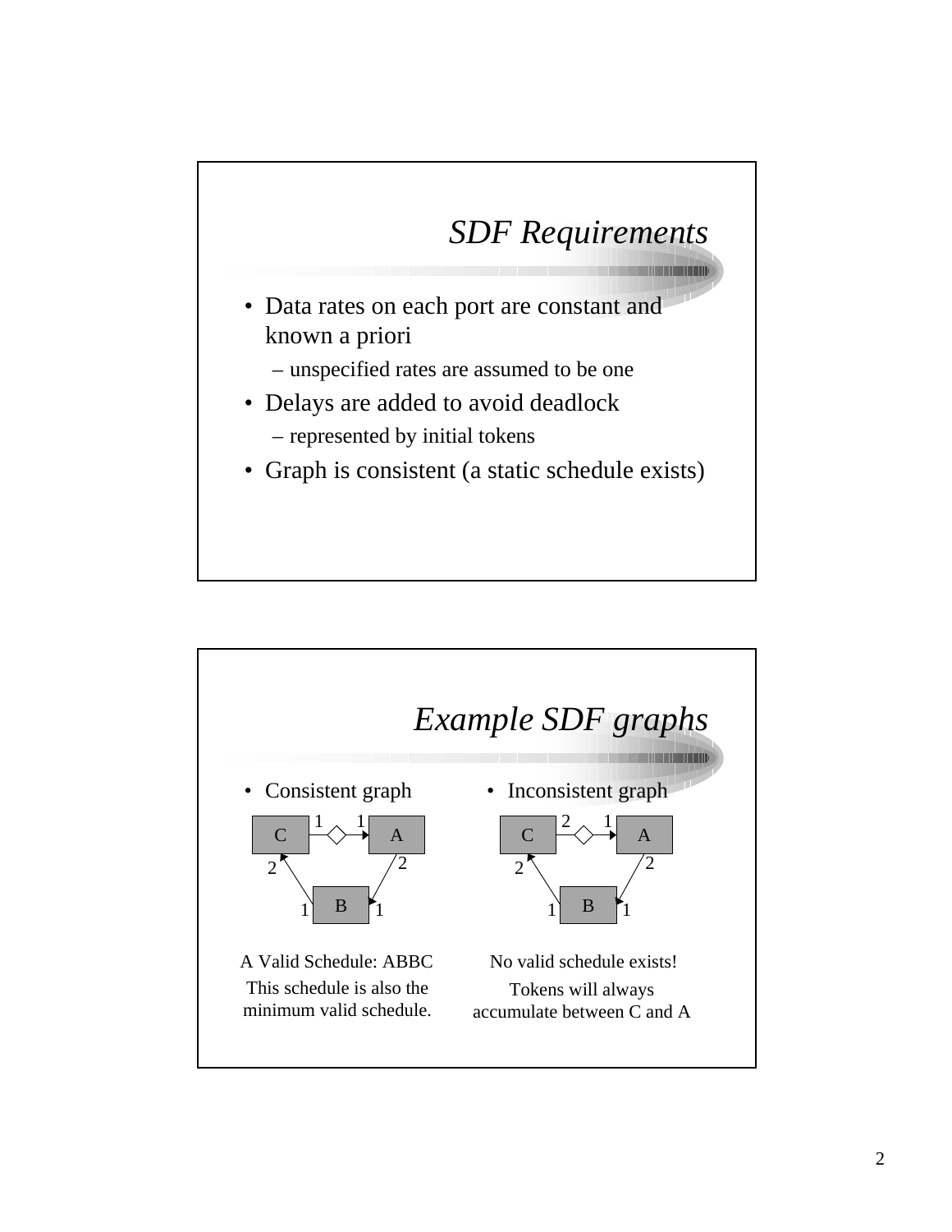## *SDF Requirements*

- Data rates on each port are constant and known a priori
  - unspecified rates are assumed to be one
- Delays are added to avoid deadlock
  - represented by initial tokens
- Graph is consistent (a static schedule exists)

## *Example SDF graphs*

- Consistent graph

A Valid Schedule: ABBC

This schedule is also the minimum valid schedule.

- Inconsistent graph

No valid schedule exists!

Tokens will always accumulate between C and A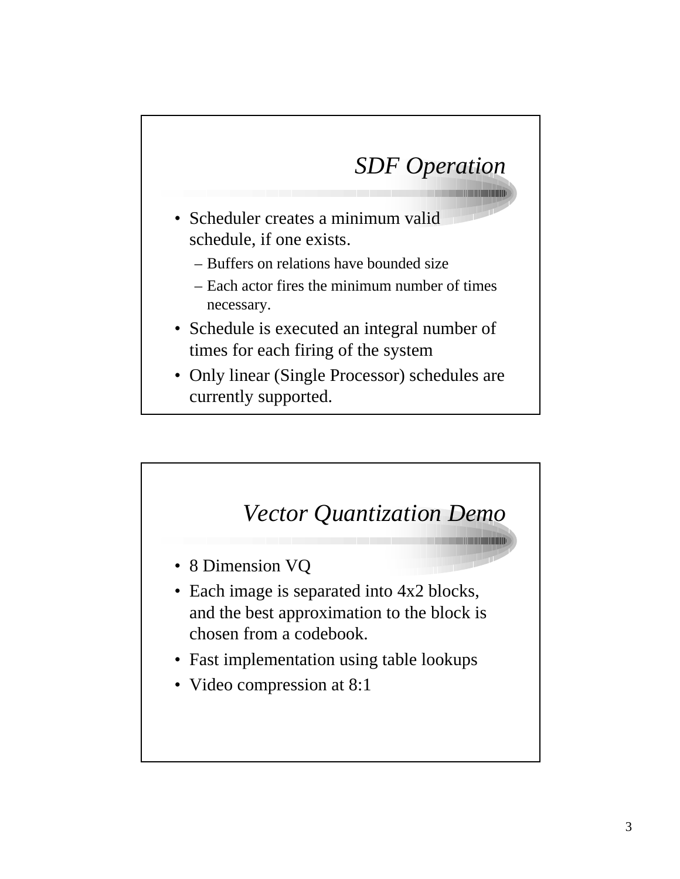## *SDF Operation*

- Scheduler creates a minimum valid schedule, if one exists.
  - Buffers on relations have bounded size
  - Each actor fires the minimum number of times necessary.
- Schedule is executed an integral number of times for each firing of the system
- Only linear (Single Processor) schedules are currently supported.

## *Vector Quantization Demo*

- 8 Dimension VQ
- Each image is separated into 4x2 blocks, and the best approximation to the block is chosen from a codebook.
- Fast implementation using table lookups
- Video compression at 8:1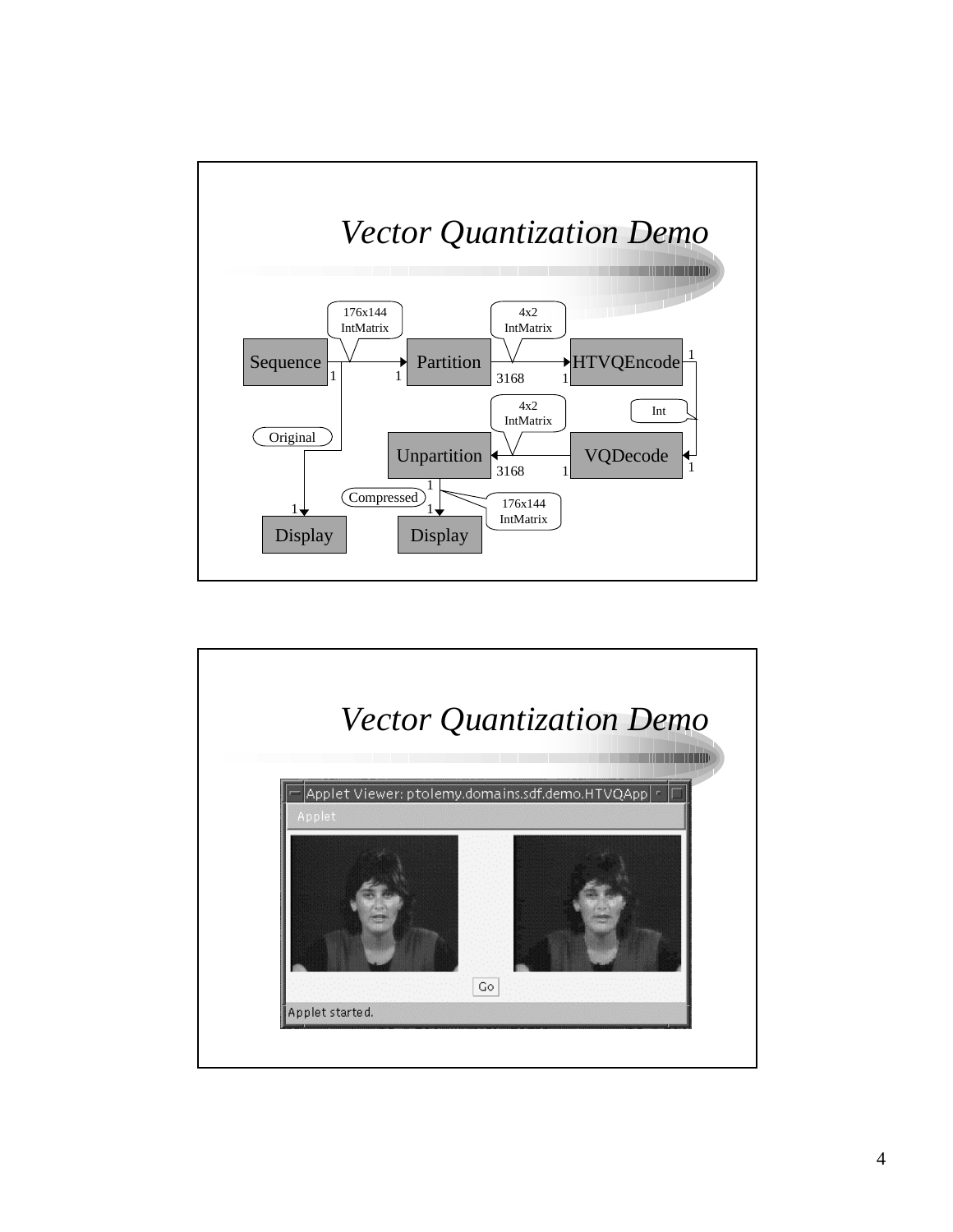## *Vector Quantization Demo*

Sequence → Partition → HTVQEncode → VQDecode → Unpartition

- Sequence (output 1) → Partition (input 1): 176x144 IntMatrix
- Partition (output 3168) → HTVQEncode (input 1): 4x2 IntMatrix
- HTVQEncode (output 1) → VQDecode (input 1): Int
- VQDecode (output 1) → Unpartition (input 3168): 4x2 IntMatrix
- Sequence → Display (input 1): Original
- Unpartition (output 1) → Display (input 1): Compressed, 176x144 IntMatrix

## *Vector Quantization Demo*

Applet Viewer: ptolemy.domains.sdf.demo.HTVQApp

Applet

Go

Applet started.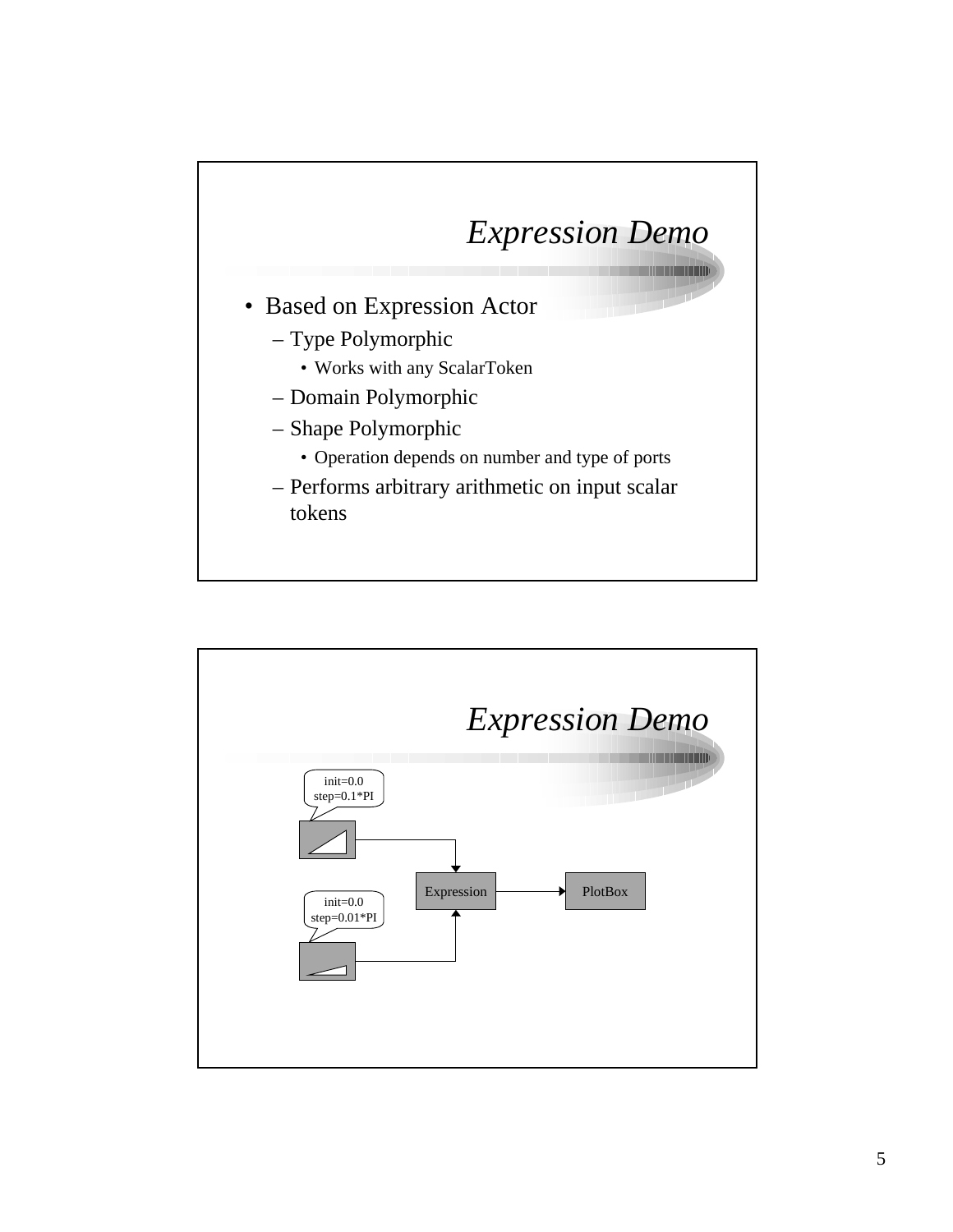# Expression Demo

- Based on Expression Actor
  - Type Polymorphic
    - Works with any ScalarToken
  - Domain Polymorphic
  - Shape Polymorphic
    - Operation depends on number and type of ports
  - Performs arbitrary arithmetic on input scalar tokens

# Expression Demo

init=0.0
step=0.1*PI

init=0.0
step=0.01*PI

Expression

PlotBox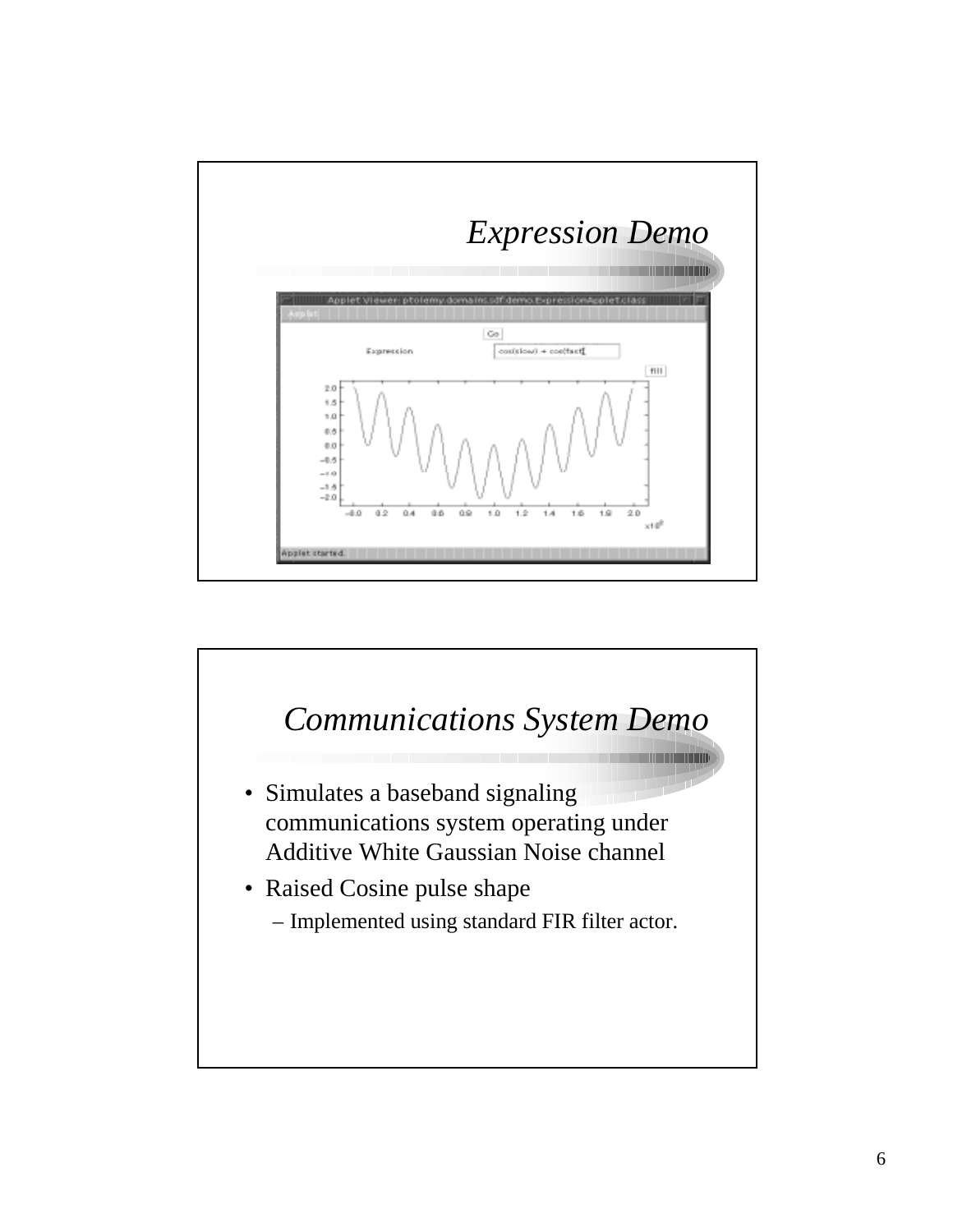## *Expression Demo*

## *Communications System Demo*

- Simulates a baseband signaling communications system operating under Additive White Gaussian Noise channel
- Raised Cosine pulse shape
  - Implemented using standard FIR filter actor.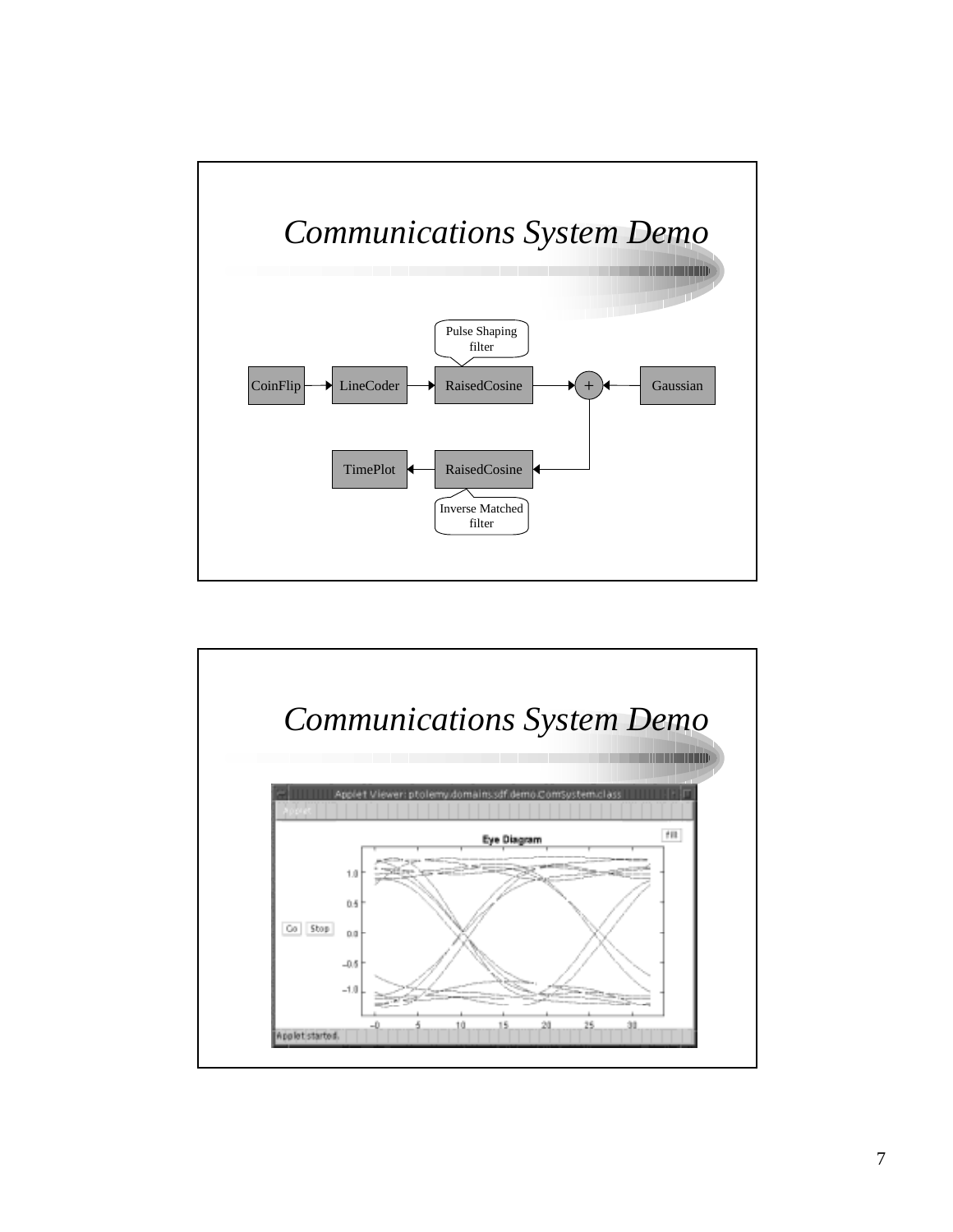# Communications System Demo

CoinFlip → LineCoder → RaisedCosine → + ← Gaussian

Pulse Shaping filter

TimePlot ← RaisedCosine ←

Inverse Matched filter

# Communications System Demo

Applet Viewer: ptolemy.domains.sdf.demo.ComSystem.class

Applet

Eye Diagram

fill

Go Stop

1.0
0.5
0.0
−0.5
−1.0

0 5 10 15 20 25 30

Applet started.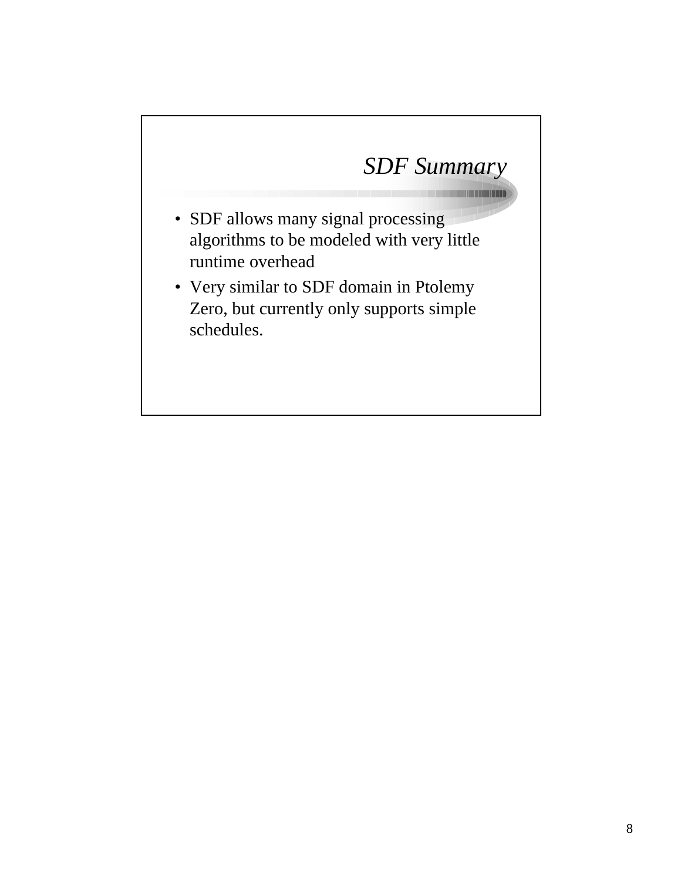## *SDF Summary*

- SDF allows many signal processing algorithms to be modeled with very little runtime overhead
- Very similar to SDF domain in Ptolemy Zero, but currently only supports simple schedules.